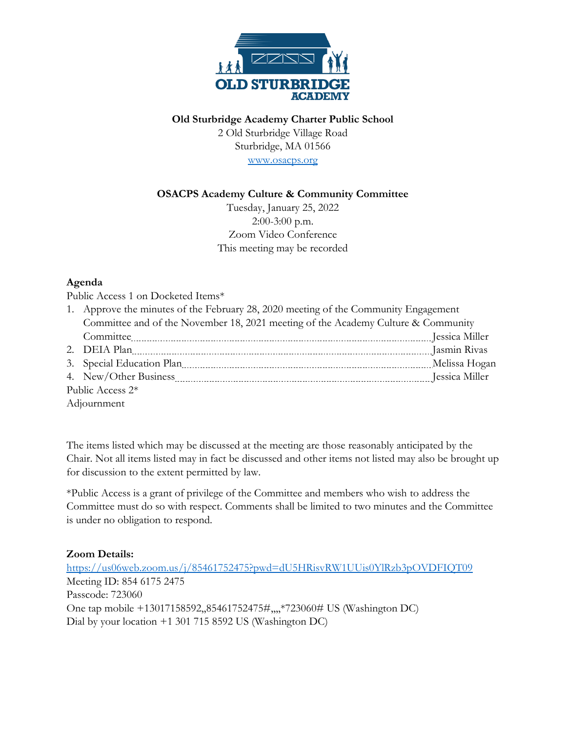**Old Sturbridge Academy Charter Public School**

2 Old Sturbridge Village Road
Sturbridge, MA 01566
[www.osacps.org](http://www.osacps.org)

**OSACPS Academy Culture & Community Committee**

Tuesday, January 25, 2022
2:00-3:00 p.m.
Zoom Video Conference
This meeting may be recorded

## Agenda

Public Access 1 on Docketed Items*

1. Approve the minutes of the February 28, 2020 meeting of the Community Engagement Committee and of the November 18, 2021 meeting of the Academy Culture & Community Committee ........ Jessica Miller
2. DEIA Plan ........ Jasmin Rivas
3. Special Education Plan ........ Melissa Hogan
4. New/Other Business ........ Jessica Miller

Public Access 2*

Adjournment

The items listed which may be discussed at the meeting are those reasonably anticipated by the Chair. Not all items listed may in fact be discussed and other items not listed may also be brought up for discussion to the extent permitted by law.

*Public Access is a grant of privilege of the Committee and members who wish to address the Committee must do so with respect. Comments shall be limited to two minutes and the Committee is under no obligation to respond.

**Zoom Details:**

https://us06web.zoom.us/j/85461752475?pwd=dU5HRisvRW1UUis0YlRzb3pOVDFIQT09
Meeting ID: 854 6175 2475
Passcode: 723060
One tap mobile +13017158592,,85461752475#,,,,*723060# US (Washington DC)
Dial by your location +1 301 715 8592 US (Washington DC)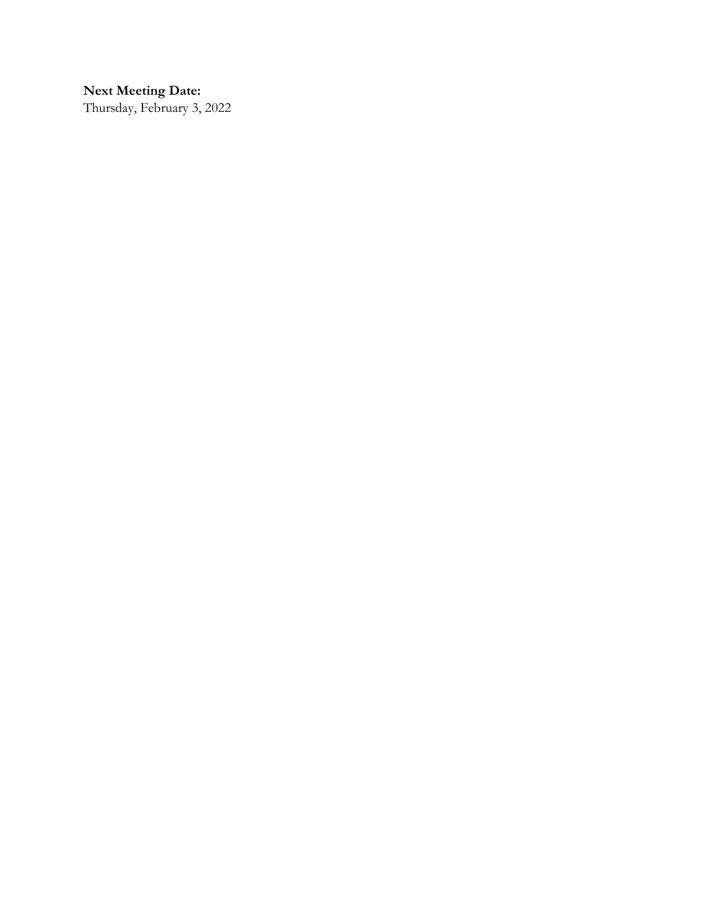**Next Meeting Date:**
Thursday, February 3, 2022